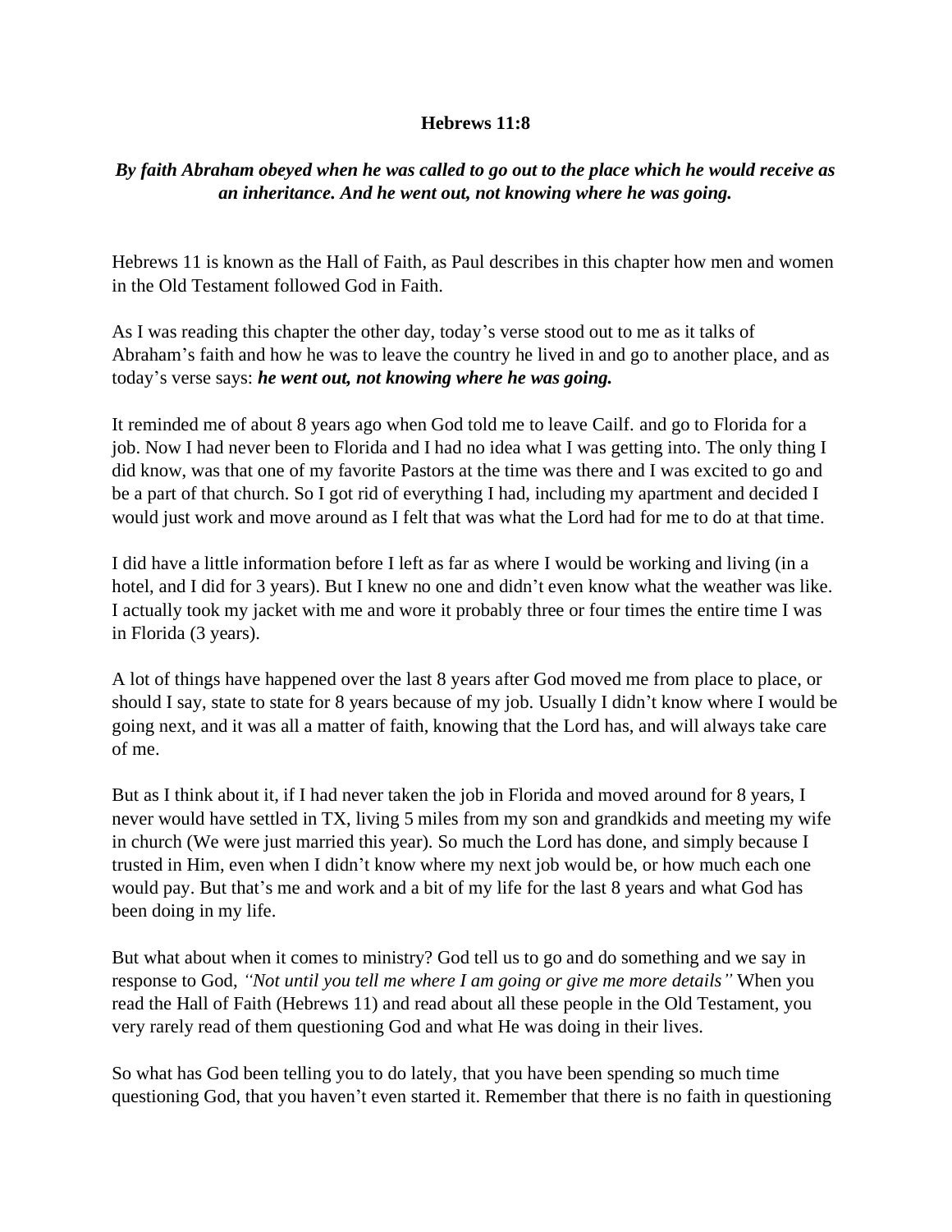**Hebrews 11:8**

***By faith Abraham obeyed when he was called to go out to the place which he would receive as an inheritance. And he went out, not knowing where he was going.***

Hebrews 11 is known as the Hall of Faith, as Paul describes in this chapter how men and women in the Old Testament followed God in Faith.

As I was reading this chapter the other day, today's verse stood out to me as it talks of Abraham's faith and how he was to leave the country he lived in and go to another place, and as today's verse says: ***he went out, not knowing where he was going.***

It reminded me of about 8 years ago when God told me to leave Cailf. and go to Florida for a job. Now I had never been to Florida and I had no idea what I was getting into. The only thing I did know, was that one of my favorite Pastors at the time was there and I was excited to go and be a part of that church. So I got rid of everything I had, including my apartment and decided I would just work and move around as I felt that was what the Lord had for me to do at that time.

I did have a little information before I left as far as where I would be working and living (in a hotel, and I did for 3 years). But I knew no one and didn't even know what the weather was like. I actually took my jacket with me and wore it probably three or four times the entire time I was in Florida (3 years).

A lot of things have happened over the last 8 years after God moved me from place to place, or should I say, state to state for 8 years because of my job. Usually I didn't know where I would be going next, and it was all a matter of faith, knowing that the Lord has, and will always take care of me.

But as I think about it, if I had never taken the job in Florida and moved around for 8 years, I never would have settled in TX, living 5 miles from my son and grandkids and meeting my wife in church (We were just married this year). So much the Lord has done, and simply because I trusted in Him, even when I didn't know where my next job would be, or how much each one would pay. But that's me and work and a bit of my life for the last 8 years and what God has been doing in my life.

But what about when it comes to ministry? God tell us to go and do something and we say in response to God, *"Not until you tell me where I am going or give me more details"* When you read the Hall of Faith (Hebrews 11) and read about all these people in the Old Testament, you very rarely read of them questioning God and what He was doing in their lives.

So what has God been telling you to do lately, that you have been spending so much time questioning God, that you haven't even started it. Remember that there is no faith in questioning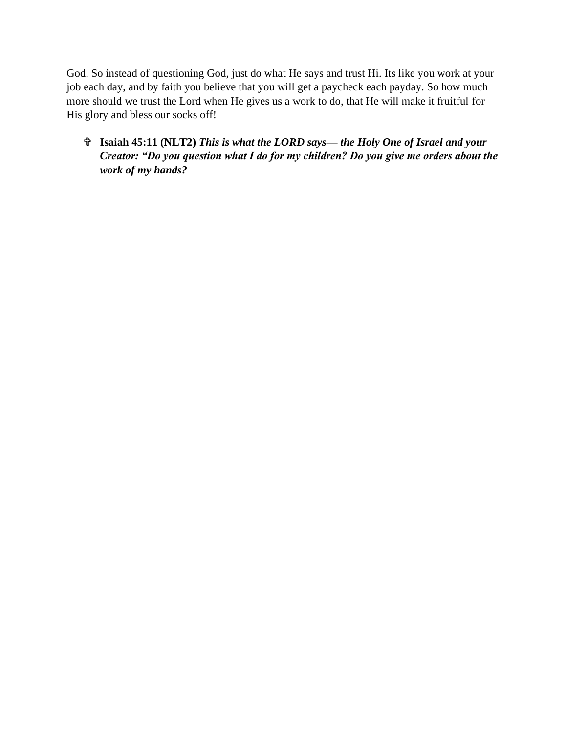God. So instead of questioning God, just do what He says and trust Hi. Its like you work at your job each day, and by faith you believe that you will get a paycheck each payday. So how much more should we trust the Lord when He gives us a work to do, that He will make it fruitful for His glory and bless our socks off!

- ✞ **Isaiah 45:11 (NLT2)** ***This is what the LORD says— the Holy One of Israel and your Creator: "Do you question what I do for my children? Do you give me orders about the work of my hands?***